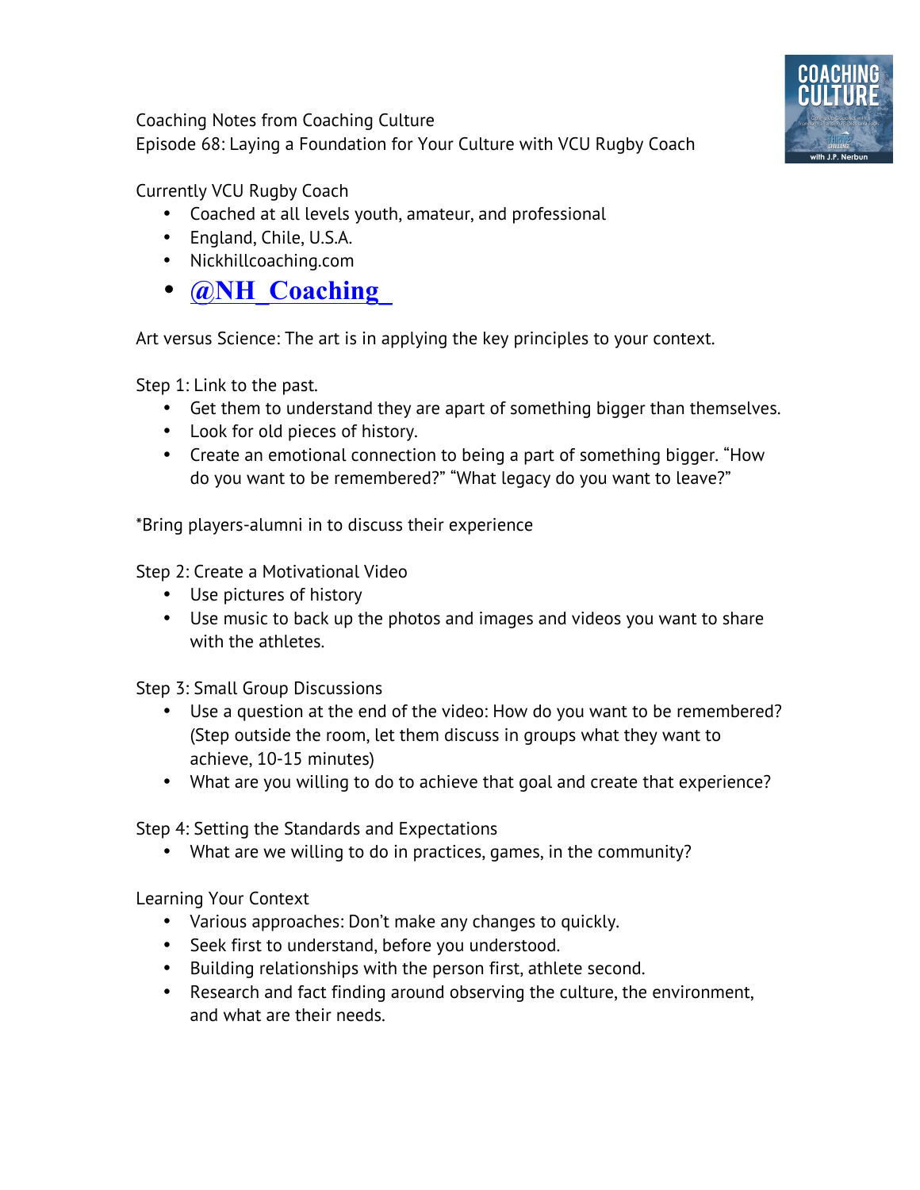Coaching Notes from Coaching Culture
Episode 68: Laying a Foundation for Your Culture with VCU Rugby Coach

Currently VCU Rugby Coach

- Coached at all levels youth, amateur, and professional
- England, Chile, U.S.A.
- Nickhillcoaching.com
- **@NH_Coaching_**

Art versus Science: The art is in applying the key principles to your context.

Step 1: Link to the past.

- Get them to understand they are apart of something bigger than themselves.
- Look for old pieces of history.
- Create an emotional connection to being a part of something bigger. "How do you want to be remembered?" "What legacy do you want to leave?"

*Bring players-alumni in to discuss their experience

Step 2: Create a Motivational Video

- Use pictures of history
- Use music to back up the photos and images and videos you want to share with the athletes.

Step 3: Small Group Discussions

- Use a question at the end of the video: How do you want to be remembered? (Step outside the room, let them discuss in groups what they want to achieve, 10-15 minutes)
- What are you willing to do to achieve that goal and create that experience?

Step 4: Setting the Standards and Expectations

- What are we willing to do in practices, games, in the community?

Learning Your Context

- Various approaches: Don't make any changes to quickly.
- Seek first to understand, before you understood.
- Building relationships with the person first, athlete second.
- Research and fact finding around observing the culture, the environment, and what are their needs.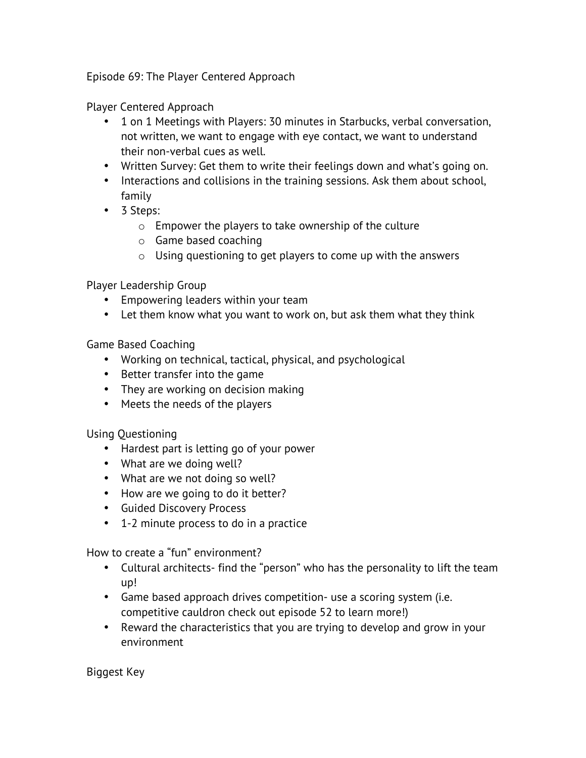Episode 69: The Player Centered Approach

Player Centered Approach

- 1 on 1 Meetings with Players: 30 minutes in Starbucks, verbal conversation, not written, we want to engage with eye contact, we want to understand their non-verbal cues as well.
- Written Survey: Get them to write their feelings down and what's going on.
- Interactions and collisions in the training sessions. Ask them about school, family
- 3 Steps:
  - Empower the players to take ownership of the culture
  - Game based coaching
  - Using questioning to get players to come up with the answers

Player Leadership Group

- Empowering leaders within your team
- Let them know what you want to work on, but ask them what they think

Game Based Coaching

- Working on technical, tactical, physical, and psychological
- Better transfer into the game
- They are working on decision making
- Meets the needs of the players

Using Questioning

- Hardest part is letting go of your power
- What are we doing well?
- What are we not doing so well?
- How are we going to do it better?
- Guided Discovery Process
- 1-2 minute process to do in a practice

How to create a "fun" environment?

- Cultural architects- find the "person" who has the personality to lift the team up!
- Game based approach drives competition- use a scoring system (i.e. competitive cauldron check out episode 52 to learn more!)
- Reward the characteristics that you are trying to develop and grow in your environment

Biggest Key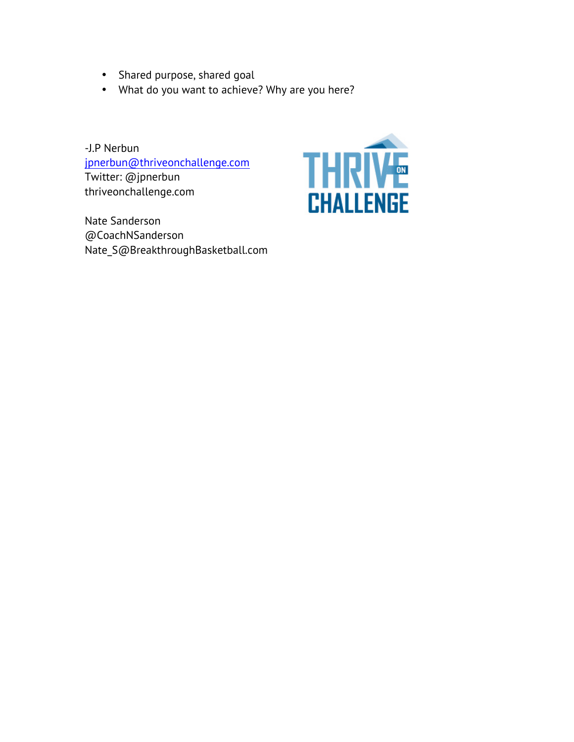- Shared purpose, shared goal
- What do you want to achieve? Why are you here?

-J.P Nerbun
jpnerbun@thriveonchallenge.com
Twitter: @jpnerbun
thriveonchallenge.com

Nate Sanderson
@CoachNSanderson
Nate_S@BreakthroughBasketball.com